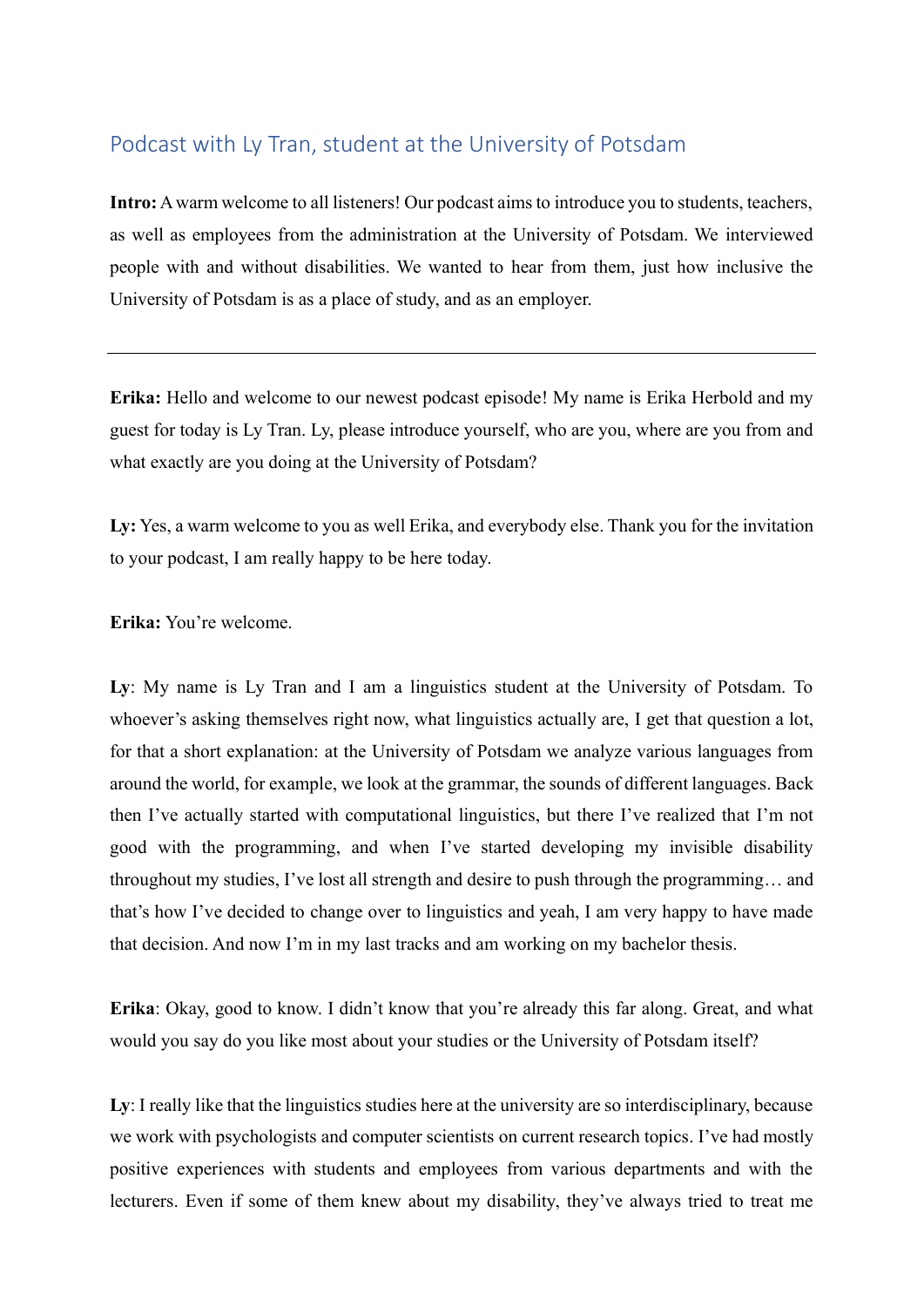# Podcast with Ly Tran, student at the University of Potsdam

**Intro:** A warm welcome to all listeners! Our podcast aims to introduce you to students, teachers, as well as employees from the administration at the University of Potsdam. We interviewed people with and without disabilities. We wanted to hear from them, just how inclusive the University of Potsdam is as a place of study, and as an employer.

---

**Erika:** Hello and welcome to our newest podcast episode! My name is Erika Herbold and my guest for today is Ly Tran. Ly, please introduce yourself, who are you, where are you from and what exactly are you doing at the University of Potsdam?

**Ly:** Yes, a warm welcome to you as well Erika, and everybody else. Thank you for the invitation to your podcast, I am really happy to be here today.

**Erika:** You're welcome.

**Ly**: My name is Ly Tran and I am a linguistics student at the University of Potsdam. To whoever's asking themselves right now, what linguistics actually are, I get that question a lot, for that a short explanation: at the University of Potsdam we analyze various languages from around the world, for example, we look at the grammar, the sounds of different languages. Back then I've actually started with computational linguistics, but there I've realized that I'm not good with the programming, and when I've started developing my invisible disability throughout my studies, I've lost all strength and desire to push through the programming… and that's how I've decided to change over to linguistics and yeah, I am very happy to have made that decision. And now I'm in my last tracks and am working on my bachelor thesis.

**Erika**: Okay, good to know. I didn't know that you're already this far along. Great, and what would you say do you like most about your studies or the University of Potsdam itself?

**Ly**: I really like that the linguistics studies here at the university are so interdisciplinary, because we work with psychologists and computer scientists on current research topics. I've had mostly positive experiences with students and employees from various departments and with the lecturers. Even if some of them knew about my disability, they've always tried to treat me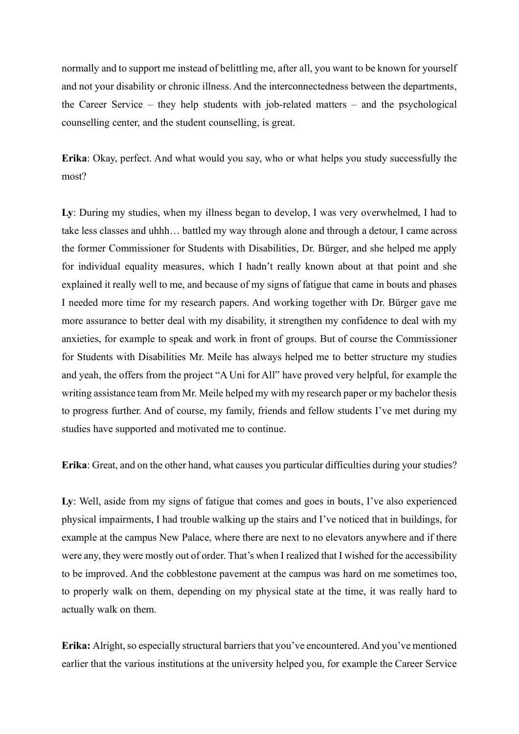normally and to support me instead of belittling me, after all, you want to be known for yourself and not your disability or chronic illness. And the interconnectedness between the departments, the Career Service – they help students with job-related matters – and the psychological counselling center, and the student counselling, is great.

**Erika**: Okay, perfect. And what would you say, who or what helps you study successfully the most?

**Ly**: During my studies, when my illness began to develop, I was very overwhelmed, I had to take less classes and uhhh… battled my way through alone and through a detour, I came across the former Commissioner for Students with Disabilities, Dr. Bürger, and she helped me apply for individual equality measures, which I hadn't really known about at that point and she explained it really well to me, and because of my signs of fatigue that came in bouts and phases I needed more time for my research papers. And working together with Dr. Bürger gave me more assurance to better deal with my disability, it strengthen my confidence to deal with my anxieties, for example to speak and work in front of groups. But of course the Commissioner for Students with Disabilities Mr. Meile has always helped me to better structure my studies and yeah, the offers from the project "A Uni for All" have proved very helpful, for example the writing assistance team from Mr. Meile helped my with my research paper or my bachelor thesis to progress further. And of course, my family, friends and fellow students I've met during my studies have supported and motivated me to continue.

**Erika**: Great, and on the other hand, what causes you particular difficulties during your studies?

**Ly**: Well, aside from my signs of fatigue that comes and goes in bouts, I've also experienced physical impairments, I had trouble walking up the stairs and I've noticed that in buildings, for example at the campus New Palace, where there are next to no elevators anywhere and if there were any, they were mostly out of order. That's when I realized that I wished for the accessibility to be improved. And the cobblestone pavement at the campus was hard on me sometimes too, to properly walk on them, depending on my physical state at the time, it was really hard to actually walk on them.

**Erika:** Alright, so especially structural barriers that you've encountered. And you've mentioned earlier that the various institutions at the university helped you, for example the Career Service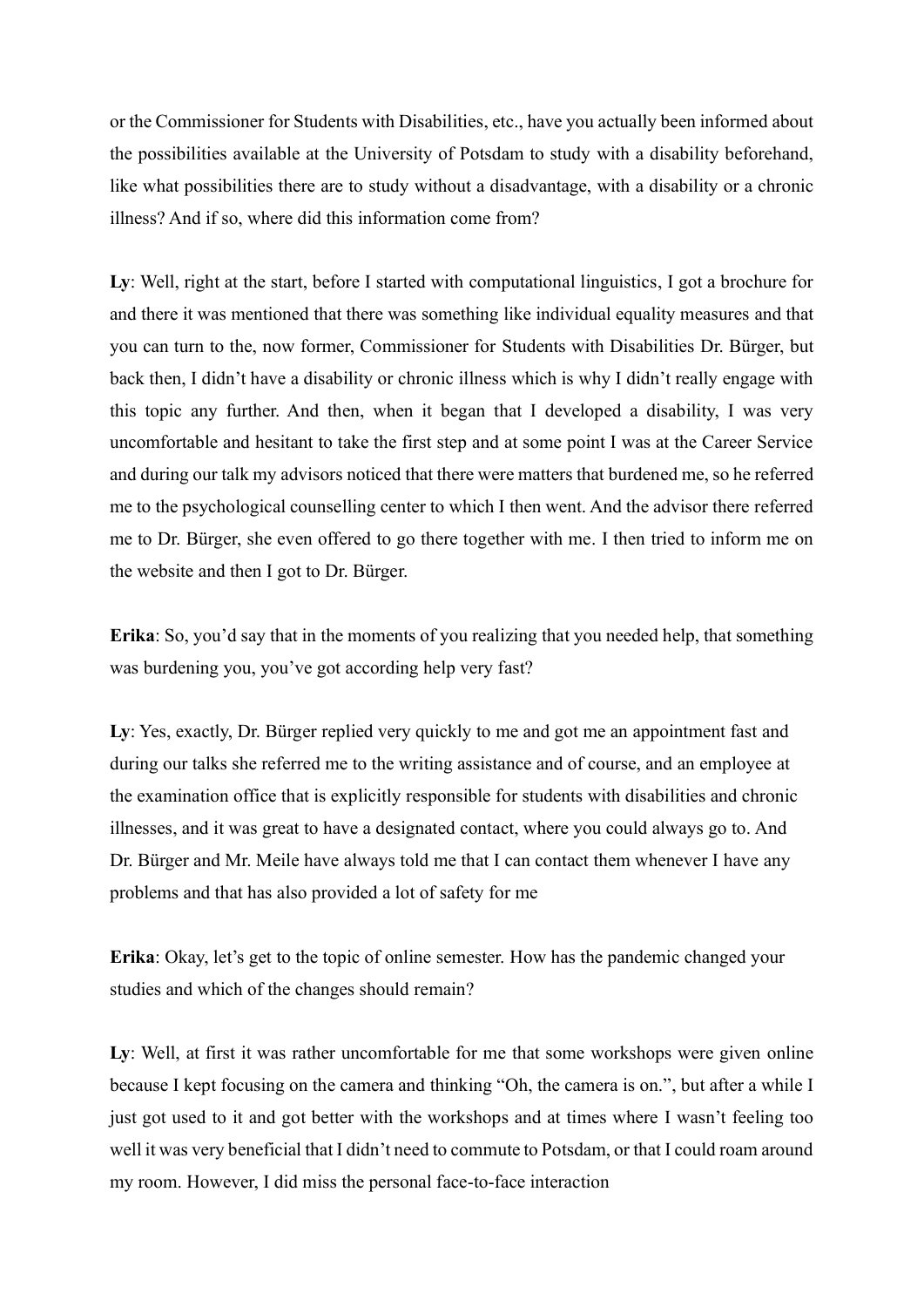or the Commissioner for Students with Disabilities, etc., have you actually been informed about the possibilities available at the University of Potsdam to study with a disability beforehand, like what possibilities there are to study without a disadvantage, with a disability or a chronic illness? And if so, where did this information come from?

**Ly**: Well, right at the start, before I started with computational linguistics, I got a brochure for and there it was mentioned that there was something like individual equality measures and that you can turn to the, now former, Commissioner for Students with Disabilities Dr. Bürger, but back then, I didn't have a disability or chronic illness which is why I didn't really engage with this topic any further. And then, when it began that I developed a disability, I was very uncomfortable and hesitant to take the first step and at some point I was at the Career Service and during our talk my advisors noticed that there were matters that burdened me, so he referred me to the psychological counselling center to which I then went. And the advisor there referred me to Dr. Bürger, she even offered to go there together with me. I then tried to inform me on the website and then I got to Dr. Bürger.

**Erika**: So, you'd say that in the moments of you realizing that you needed help, that something was burdening you, you've got according help very fast?

**Ly**: Yes, exactly, Dr. Bürger replied very quickly to me and got me an appointment fast and during our talks she referred me to the writing assistance and of course, and an employee at the examination office that is explicitly responsible for students with disabilities and chronic illnesses, and it was great to have a designated contact, where you could always go to. And Dr. Bürger and Mr. Meile have always told me that I can contact them whenever I have any problems and that has also provided a lot of safety for me

**Erika**: Okay, let's get to the topic of online semester. How has the pandemic changed your studies and which of the changes should remain?

**Ly**: Well, at first it was rather uncomfortable for me that some workshops were given online because I kept focusing on the camera and thinking "Oh, the camera is on.", but after a while I just got used to it and got better with the workshops and at times where I wasn't feeling too well it was very beneficial that I didn't need to commute to Potsdam, or that I could roam around my room. However, I did miss the personal face-to-face interaction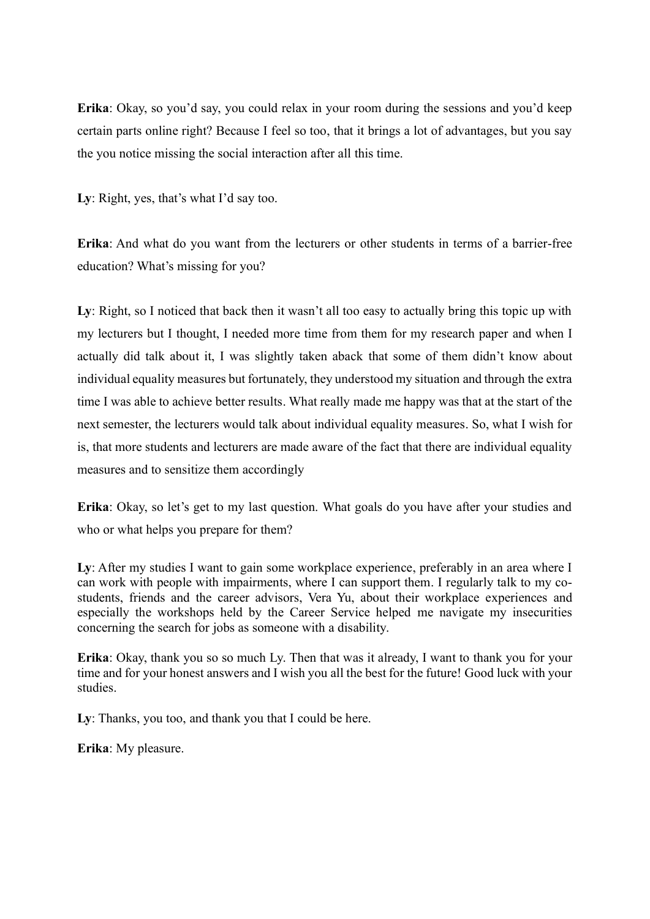**Erika**: Okay, so you'd say, you could relax in your room during the sessions and you'd keep certain parts online right? Because I feel so too, that it brings a lot of advantages, but you say the you notice missing the social interaction after all this time.

**Ly**: Right, yes, that's what I'd say too.

**Erika**: And what do you want from the lecturers or other students in terms of a barrier-free education? What's missing for you?

**Ly**: Right, so I noticed that back then it wasn't all too easy to actually bring this topic up with my lecturers but I thought, I needed more time from them for my research paper and when I actually did talk about it, I was slightly taken aback that some of them didn't know about individual equality measures but fortunately, they understood my situation and through the extra time I was able to achieve better results. What really made me happy was that at the start of the next semester, the lecturers would talk about individual equality measures. So, what I wish for is, that more students and lecturers are made aware of the fact that there are individual equality measures and to sensitize them accordingly

**Erika**: Okay, so let's get to my last question. What goals do you have after your studies and who or what helps you prepare for them?

**Ly**: After my studies I want to gain some workplace experience, preferably in an area where I can work with people with impairments, where I can support them. I regularly talk to my co-students, friends and the career advisors, Vera Yu, about their workplace experiences and especially the workshops held by the Career Service helped me navigate my insecurities concerning the search for jobs as someone with a disability.

**Erika**: Okay, thank you so so much Ly. Then that was it already, I want to thank you for your time and for your honest answers and I wish you all the best for the future! Good luck with your studies.

**Ly**: Thanks, you too, and thank you that I could be here.

**Erika**: My pleasure.